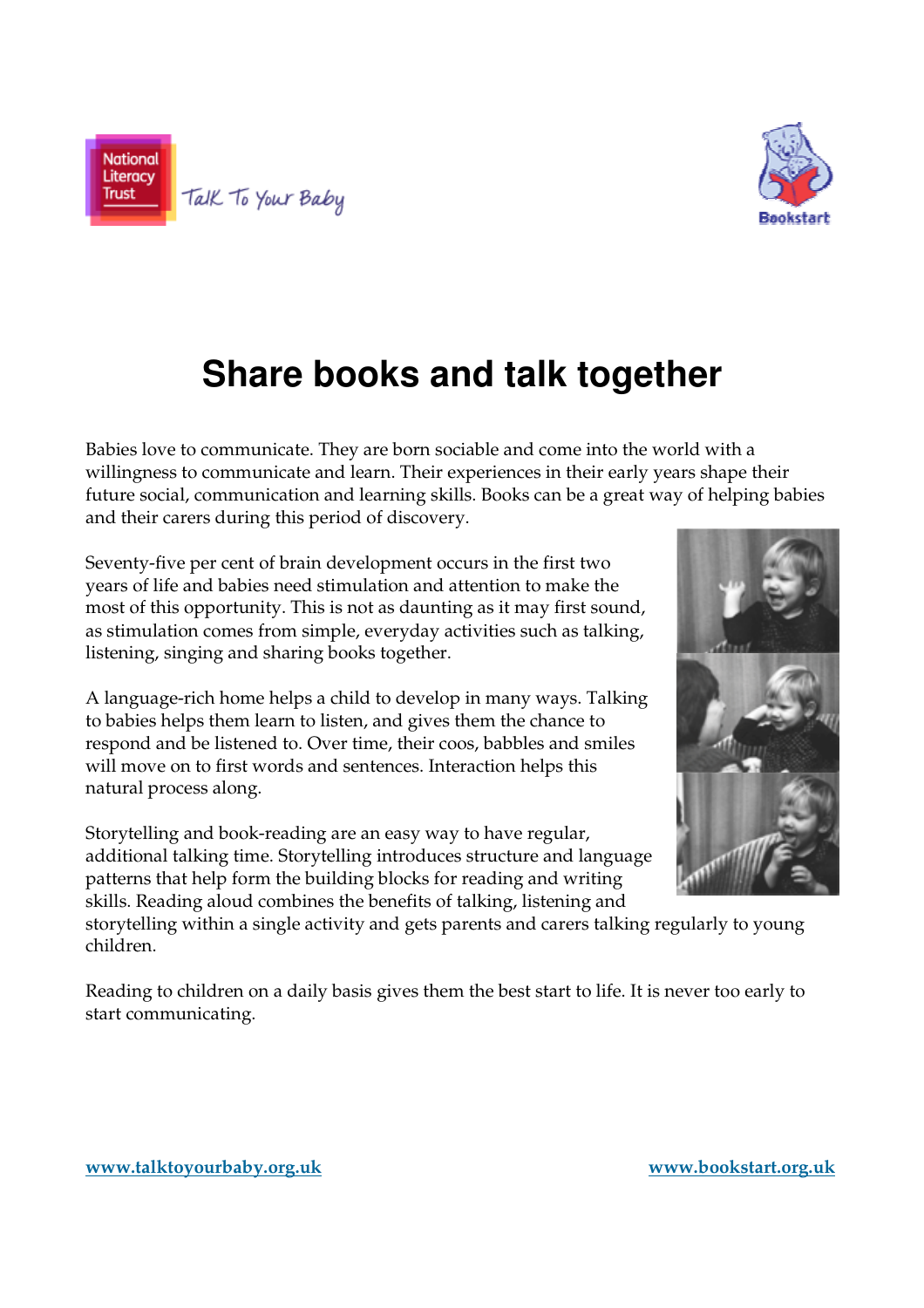# Share books and talk together

Babies love to communicate. They are born sociable and come into the world with a willingness to communicate and learn. Their experiences in their early years shape their future social, communication and learning skills. Books can be a great way of helping babies and their carers during this period of discovery.

Seventy-five per cent of brain development occurs in the first two years of life and babies need stimulation and attention to make the most of this opportunity. This is not as daunting as it may first sound, as stimulation comes from simple, everyday activities such as talking, listening, singing and sharing books together.

A language-rich home helps a child to develop in many ways. Talking to babies helps them learn to listen, and gives them the chance to respond and be listened to. Over time, their coos, babbles and smiles will move on to first words and sentences. Interaction helps this natural process along.

Storytelling and book-reading are an easy way to have regular, additional talking time. Storytelling introduces structure and language patterns that help form the building blocks for reading and writing skills. Reading aloud combines the benefits of talking, listening and storytelling within a single activity and gets parents and carers talking regularly to young children.

Reading to children on a daily basis gives them the best start to life. It is never too early to start communicating.

www.talktoyourbaby.org.uk

www.bookstart.org.uk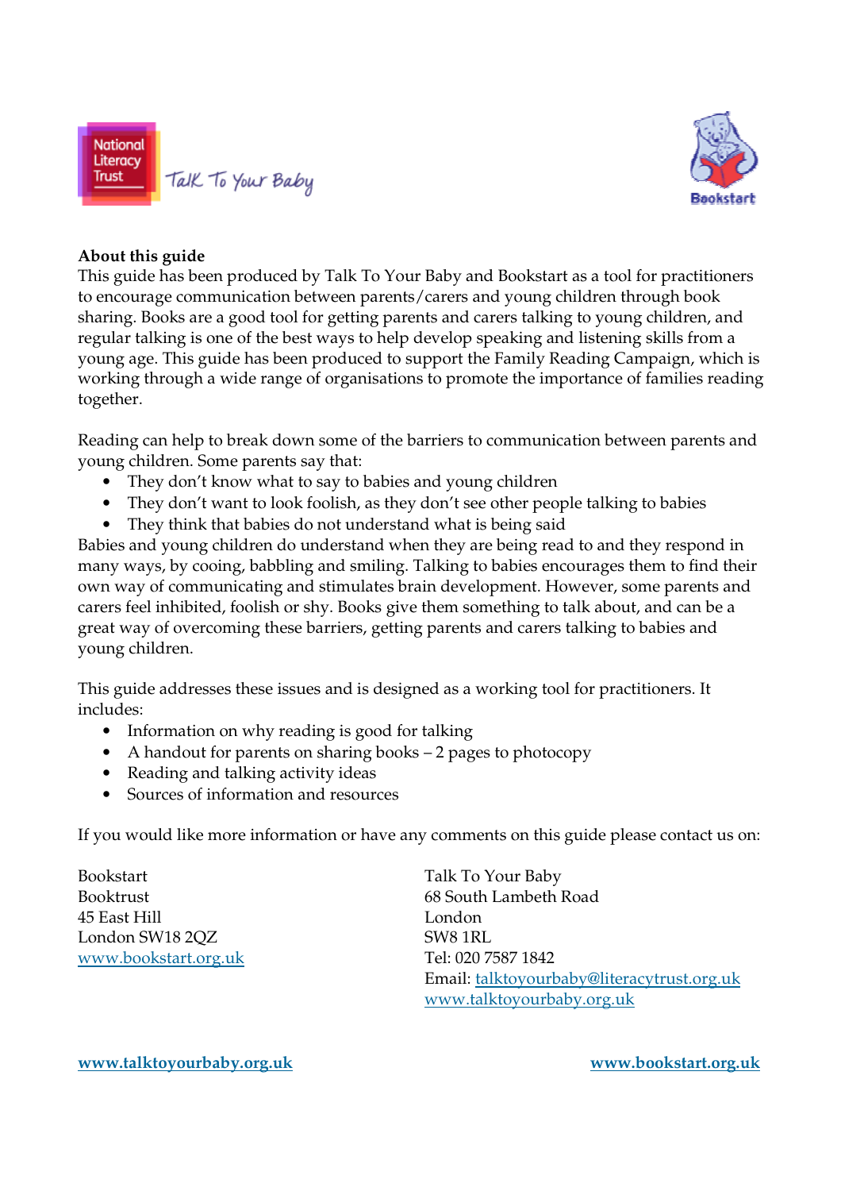National Literacy Trust — Talk To Your Baby

Bookstart

**About this guide**

This guide has been produced by Talk To Your Baby and Bookstart as a tool for practitioners to encourage communication between parents/carers and young children through book sharing. Books are a good tool for getting parents and carers talking to young children, and regular talking is one of the best ways to help develop speaking and listening skills from a young age. This guide has been produced to support the Family Reading Campaign, which is working through a wide range of organisations to promote the importance of families reading together.

Reading can help to break down some of the barriers to communication between parents and young children. Some parents say that:

- They don't know what to say to babies and young children
- They don't want to look foolish, as they don't see other people talking to babies
- They think that babies do not understand what is being said

Babies and young children do understand when they are being read to and they respond in many ways, by cooing, babbling and smiling. Talking to babies encourages them to find their own way of communicating and stimulates brain development. However, some parents and carers feel inhibited, foolish or shy. Books give them something to talk about, and can be a great way of overcoming these barriers, getting parents and carers talking to babies and young children.

This guide addresses these issues and is designed as a working tool for practitioners. It includes:

- Information on why reading is good for talking
- A handout for parents on sharing books – 2 pages to photocopy
- Reading and talking activity ideas
- Sources of information and resources

If you would like more information or have any comments on this guide please contact us on:

Bookstart
Booktrust
45 East Hill
London SW18 2QZ
www.bookstart.org.uk

Talk To Your Baby
68 South Lambeth Road
London
SW8 1RL
Tel: 020 7587 1842
Email: talktoyourbaby@literacytrust.org.uk
www.talktoyourbaby.org.uk

**www.talktoyourbaby.org.uk** **www.bookstart.org.uk**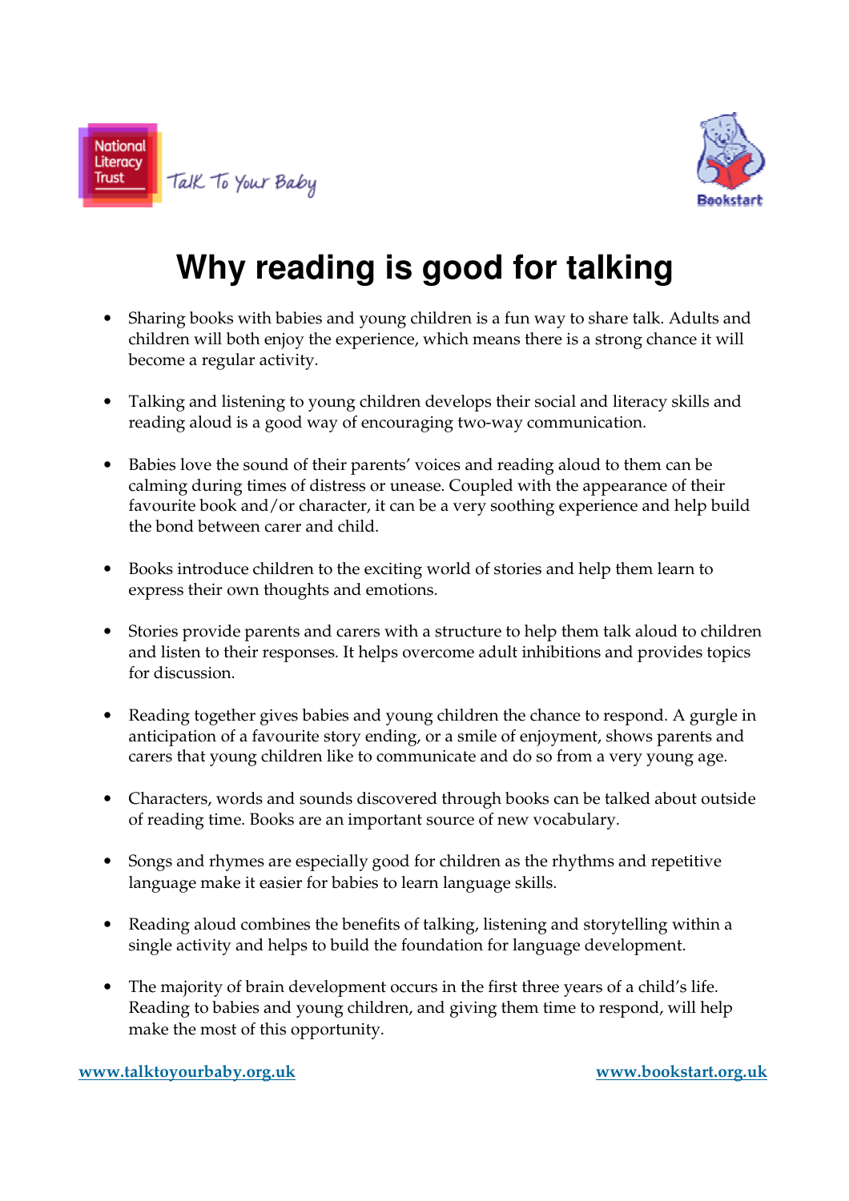National Literacy Trust — Talk To Your Baby

Bookstart

# Why reading is good for talking

- Sharing books with babies and young children is a fun way to share talk. Adults and children will both enjoy the experience, which means there is a strong chance it will become a regular activity.
- Talking and listening to young children develops their social and literacy skills and reading aloud is a good way of encouraging two-way communication.
- Babies love the sound of their parents' voices and reading aloud to them can be calming during times of distress or unease. Coupled with the appearance of their favourite book and/or character, it can be a very soothing experience and help build the bond between carer and child.
- Books introduce children to the exciting world of stories and help them learn to express their own thoughts and emotions.
- Stories provide parents and carers with a structure to help them talk aloud to children and listen to their responses. It helps overcome adult inhibitions and provides topics for discussion.
- Reading together gives babies and young children the chance to respond. A gurgle in anticipation of a favourite story ending, or a smile of enjoyment, shows parents and carers that young children like to communicate and do so from a very young age.
- Characters, words and sounds discovered through books can be talked about outside of reading time. Books are an important source of new vocabulary.
- Songs and rhymes are especially good for children as the rhythms and repetitive language make it easier for babies to learn language skills.
- Reading aloud combines the benefits of talking, listening and storytelling within a single activity and helps to build the foundation for language development.
- The majority of brain development occurs in the first three years of a child's life. Reading to babies and young children, and giving them time to respond, will help make the most of this opportunity.

www.talktoyourbaby.org.uk www.bookstart.org.uk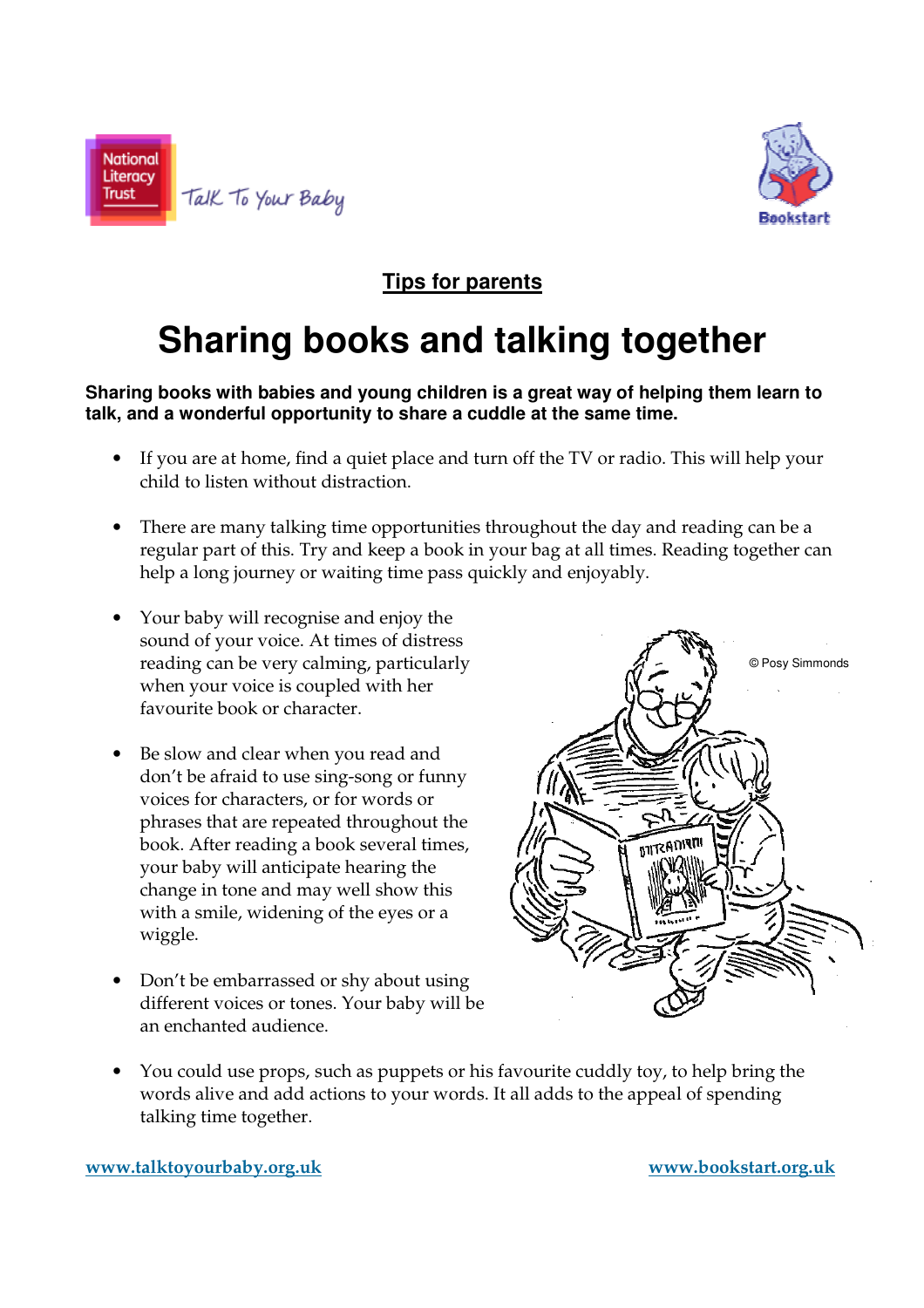National Literacy Trust Talk To Your Baby

Bookstart

**Tips for parents**

# Sharing books and talking together

**Sharing books with babies and young children is a great way of helping them learn to talk, and a wonderful opportunity to share a cuddle at the same time.**

- If you are at home, find a quiet place and turn off the TV or radio. This will help your child to listen without distraction.
- There are many talking time opportunities throughout the day and reading can be a regular part of this. Try and keep a book in your bag at all times. Reading together can help a long journey or waiting time pass quickly and enjoyably.
- Your baby will recognise and enjoy the sound of your voice. At times of distress reading can be very calming, particularly when your voice is coupled with her favourite book or character.
- Be slow and clear when you read and don't be afraid to use sing-song or funny voices for characters, or for words or phrases that are repeated throughout the book. After reading a book several times, your baby will anticipate hearing the change in tone and may well show this with a smile, widening of the eyes or a wiggle.
- Don't be embarrassed or shy about using different voices or tones. Your baby will be an enchanted audience.
- You could use props, such as puppets or his favourite cuddly toy, to help bring the words alive and add actions to your words. It all adds to the appeal of spending talking time together.

© Posy Simmonds

www.talktoyourbaby.org.uk www.bookstart.org.uk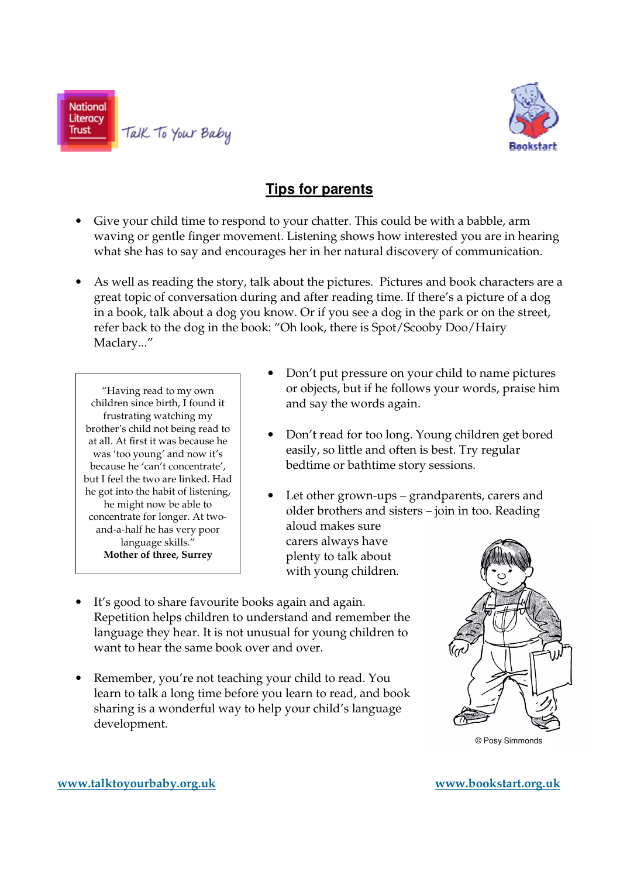National Literacy Trust — Talk To Your Baby

Bookstart

## Tips for parents

- Give your child time to respond to your chatter. This could be with a babble, arm waving or gentle finger movement. Listening shows how interested you are in hearing what she has to say and encourages her in her natural discovery of communication.

- As well as reading the story, talk about the pictures. Pictures and book characters are a great topic of conversation during and after reading time. If there's a picture of a dog in a book, talk about a dog you know. Or if you see a dog in the park or on the street, refer back to the dog in the book: "Oh look, there is Spot/Scooby Doo/Hairy Maclary..."

> "Having read to my own children since birth, I found it frustrating watching my brother's child not being read to at all. At first it was because he was 'too young' and now it's because he 'can't concentrate', but I feel the two are linked. Had he got into the habit of listening, he might now be able to concentrate for longer. At two-and-a-half he has very poor language skills."
> **Mother of three, Surrey**

- Don't put pressure on your child to name pictures or objects, but if he follows your words, praise him and say the words again.

- Don't read for too long. Young children get bored easily, so little and often is best. Try regular bedtime or bathtime story sessions.

- Let other grown-ups – grandparents, carers and older brothers and sisters – join in too. Reading aloud makes sure carers always have plenty to talk about with young children.

- It's good to share favourite books again and again. Repetition helps children to understand and remember the language they hear. It is not unusual for young children to want to hear the same book over and over.

- Remember, you're not teaching your child to read. You learn to talk a long time before you learn to read, and book sharing is a wonderful way to help your child's language development.

© Posy Simmonds

www.talktoyourbaby.org.uk

www.bookstart.org.uk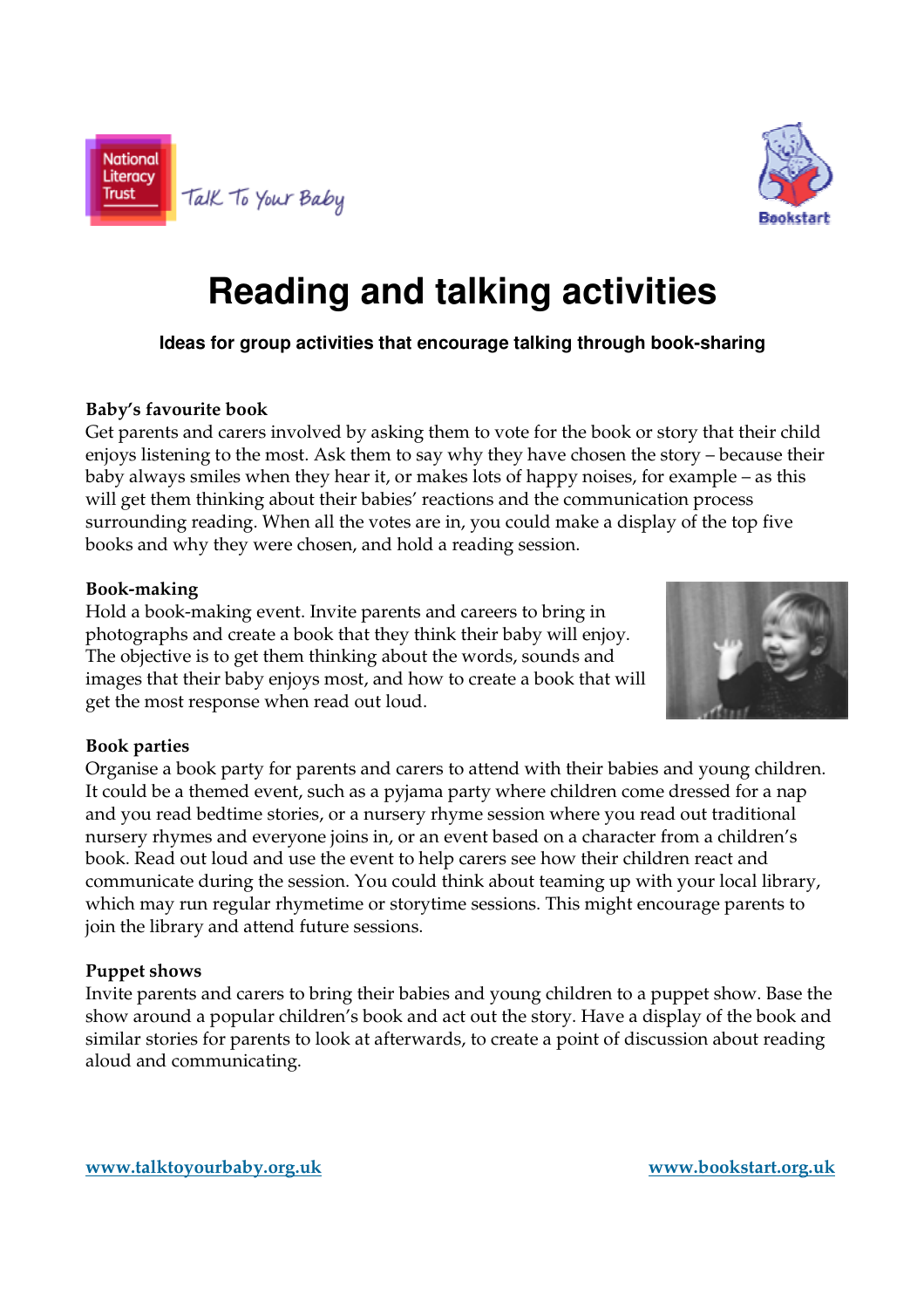# Reading and talking activities

**Ideas for group activities that encourage talking through book-sharing**

**Baby's favourite book**

Get parents and carers involved by asking them to vote for the book or story that their child enjoys listening to the most. Ask them to say why they have chosen the story – because their baby always smiles when they hear it, or makes lots of happy noises, for example – as this will get them thinking about their babies' reactions and the communication process surrounding reading. When all the votes are in, you could make a display of the top five books and why they were chosen, and hold a reading session.

**Book-making**

Hold a book-making event. Invite parents and careers to bring in photographs and create a book that they think their baby will enjoy. The objective is to get them thinking about the words, sounds and images that their baby enjoys most, and how to create a book that will get the most response when read out loud.

**Book parties**

Organise a book party for parents and carers to attend with their babies and young children. It could be a themed event, such as a pyjama party where children come dressed for a nap and you read bedtime stories, or a nursery rhyme session where you read out traditional nursery rhymes and everyone joins in, or an event based on a character from a children's book. Read out loud and use the event to help carers see how their children react and communicate during the session. You could think about teaming up with your local library, which may run regular rhymetime or storytime sessions. This might encourage parents to join the library and attend future sessions.

**Puppet shows**

Invite parents and carers to bring their babies and young children to a puppet show. Base the show around a popular children's book and act out the story. Have a display of the book and similar stories for parents to look at afterwards, to create a point of discussion about reading aloud and communicating.

www.talktoyourbaby.org.uk www.bookstart.org.uk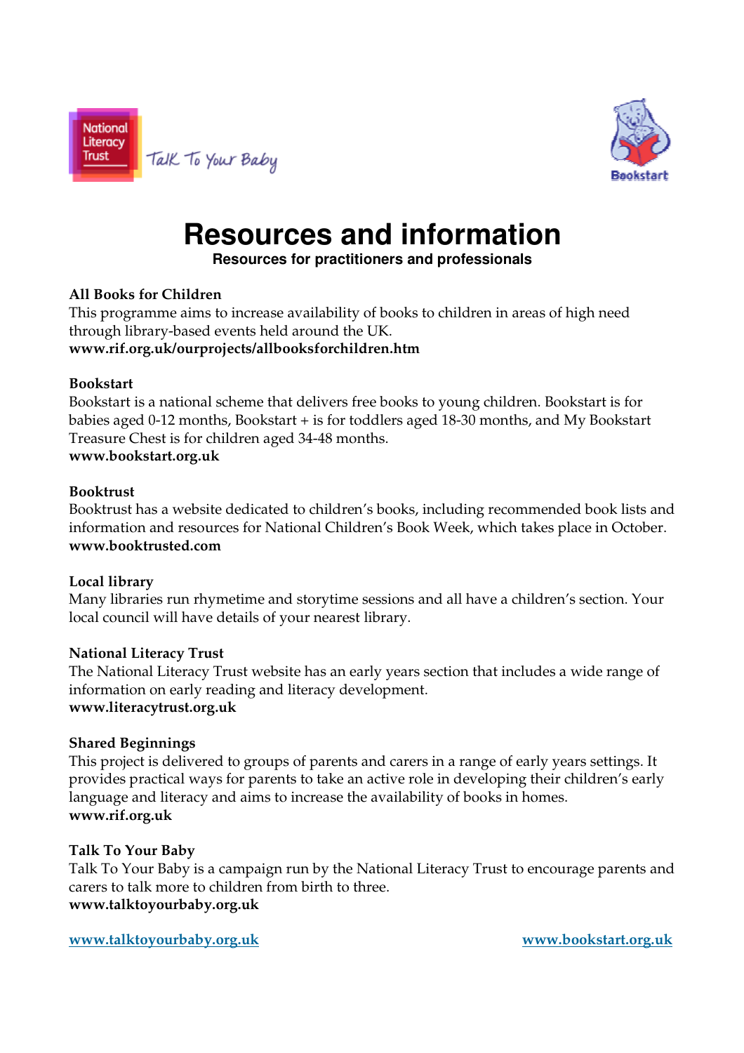# Resources and information

**Resources for practitioners and professionals**

**All Books for Children**
This programme aims to increase availability of books to children in areas of high need through library-based events held around the UK.
**www.rif.org.uk/ourprojects/allbooksforchildren.htm**

**Bookstart**
Bookstart is a national scheme that delivers free books to young children. Bookstart is for babies aged 0-12 months, Bookstart + is for toddlers aged 18-30 months, and My Bookstart Treasure Chest is for children aged 34-48 months.
**www.bookstart.org.uk**

**Booktrust**
Booktrust has a website dedicated to children's books, including recommended book lists and information and resources for National Children's Book Week, which takes place in October.
**www.booktrusted.com**

**Local library**
Many libraries run rhymetime and storytime sessions and all have a children's section. Your local council will have details of your nearest library.

**National Literacy Trust**
The National Literacy Trust website has an early years section that includes a wide range of information on early reading and literacy development.
**www.literacytrust.org.uk**

**Shared Beginnings**
This project is delivered to groups of parents and carers in a range of early years settings. It provides practical ways for parents to take an active role in developing their children's early language and literacy and aims to increase the availability of books in homes.
**www.rif.org.uk**

**Talk To Your Baby**
Talk To Your Baby is a campaign run by the National Literacy Trust to encourage parents and carers to talk more to children from birth to three.
**www.talktoyourbaby.org.uk**